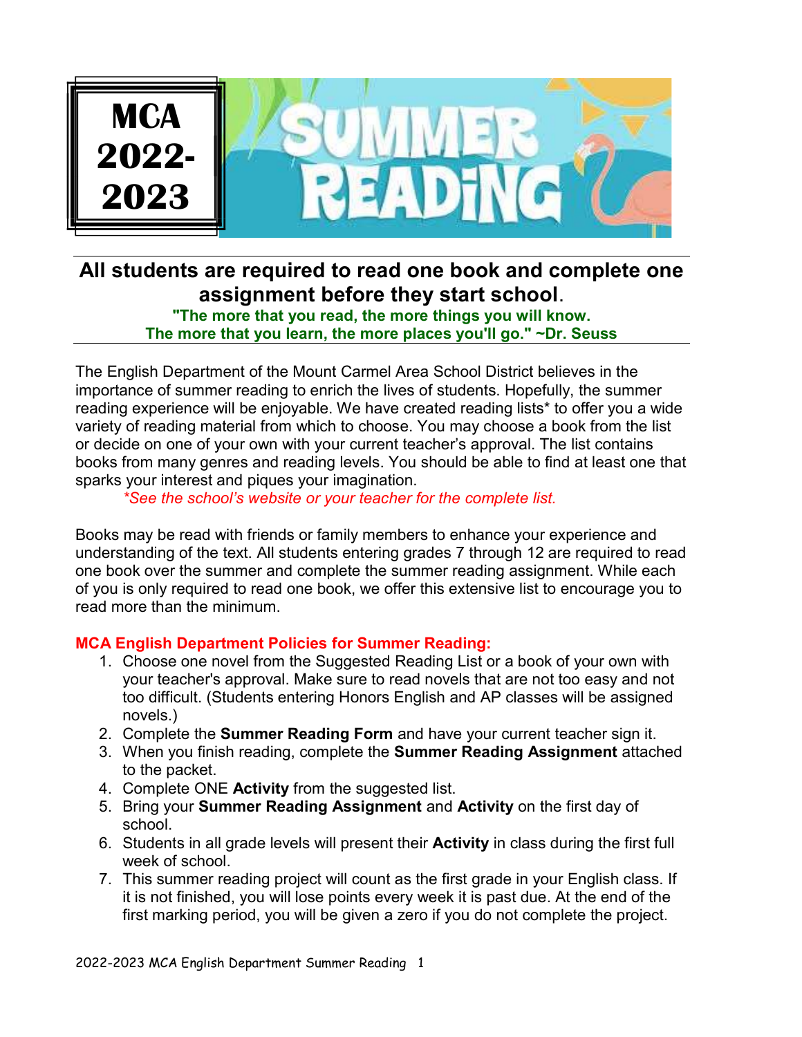# MCA 2022-2023

# SUMMER READING

## All students are required to read one book and complete one assignment before they start school.

**"The more that you read, the more things you will know.
The more that you learn, the more places you'll go." ~Dr. Seuss**

The English Department of the Mount Carmel Area School District believes in the importance of summer reading to enrich the lives of students. Hopefully, the summer reading experience will be enjoyable. We have created reading lists* to offer you a wide variety of reading material from which to choose. You may choose a book from the list or decide on one of your own with your current teacher's approval. The list contains books from many genres and reading levels. You should be able to find at least one that sparks your interest and piques your imagination.

*\*See the school's website or your teacher for the complete list.*

Books may be read with friends or family members to enhance your experience and understanding of the text. All students entering grades 7 through 12 are required to read one book over the summer and complete the summer reading assignment. While each of you is only required to read one book, we offer this extensive list to encourage you to read more than the minimum.

**MCA English Department Policies for Summer Reading:**

1. Choose one novel from the Suggested Reading List or a book of your own with your teacher's approval. Make sure to read novels that are not too easy and not too difficult. (Students entering Honors English and AP classes will be assigned novels.)
2. Complete the **Summer Reading Form** and have your current teacher sign it.
3. When you finish reading, complete the **Summer Reading Assignment** attached to the packet.
4. Complete ONE **Activity** from the suggested list.
5. Bring your **Summer Reading Assignment** and **Activity** on the first day of school.
6. Students in all grade levels will present their **Activity** in class during the first full week of school.
7. This summer reading project will count as the first grade in your English class. If it is not finished, you will lose points every week it is past due. At the end of the first marking period, you will be given a zero if you do not complete the project.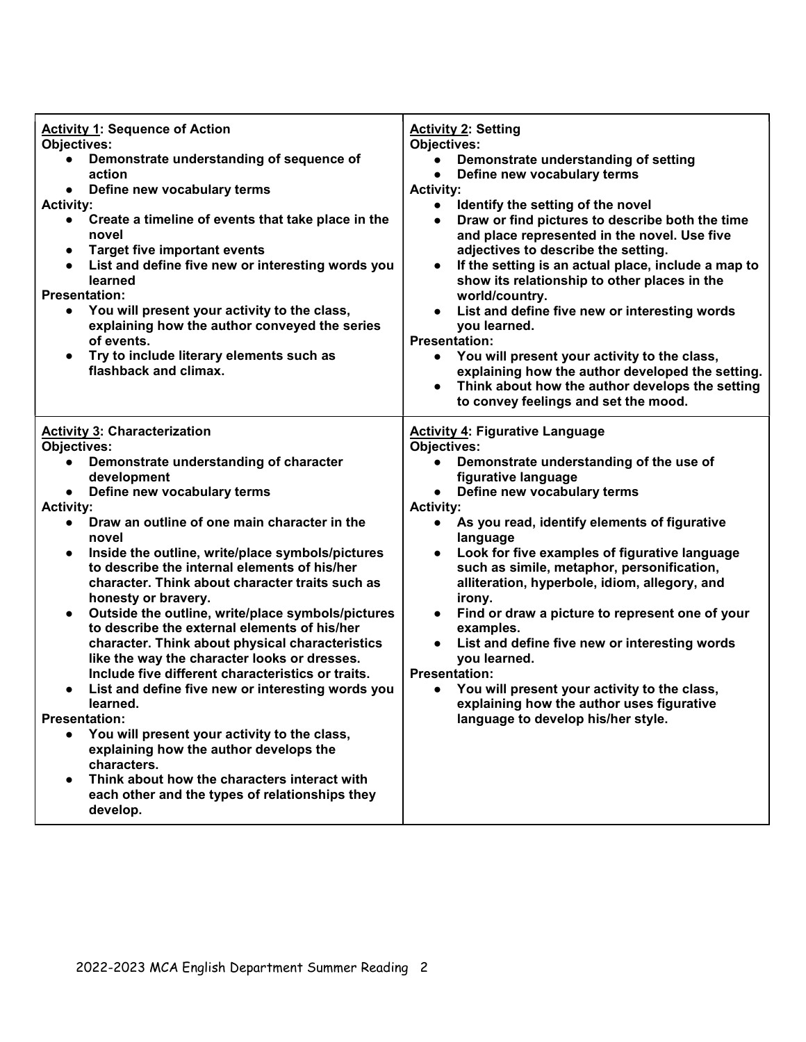**Activity 1: Sequence of Action**

**Objectives:**

- **Demonstrate understanding of sequence of action**
- **Define new vocabulary terms**

**Activity:**

- **Create a timeline of events that take place in the novel**
- **Target five important events**
- **List and define five new or interesting words you learned**

**Presentation:**

- **You will present your activity to the class, explaining how the author conveyed the series of events.**
- **Try to include literary elements such as flashback and climax.**

**Activity 2: Setting**

**Objectives:**

- **Demonstrate understanding of setting**
- **Define new vocabulary terms**

**Activity:**

- **Identify the setting of the novel**
- **Draw or find pictures to describe both the time and place represented in the novel. Use five adjectives to describe the setting.**
- **If the setting is an actual place, include a map to show its relationship to other places in the world/country.**
- **List and define five new or interesting words you learned.**

**Presentation:**

- **You will present your activity to the class, explaining how the author developed the setting.**
- **Think about how the author develops the setting to convey feelings and set the mood.**

**Activity 3: Characterization**

**Objectives:**

- **Demonstrate understanding of character development**
- **Define new vocabulary terms**

**Activity:**

- **Draw an outline of one main character in the novel**
- **Inside the outline, write/place symbols/pictures to describe the internal elements of his/her character. Think about character traits such as honesty or bravery.**
- **Outside the outline, write/place symbols/pictures to describe the external elements of his/her character. Think about physical characteristics like the way the character looks or dresses. Include five different characteristics or traits.**
- **List and define five new or interesting words you learned.**

**Presentation:**

- **You will present your activity to the class, explaining how the author develops the characters.**
- **Think about how the characters interact with each other and the types of relationships they develop.**

**Activity 4: Figurative Language**

**Objectives:**

- **Demonstrate understanding of the use of figurative language**
- **Define new vocabulary terms**

**Activity:**

- **As you read, identify elements of figurative language**
- **Look for five examples of figurative language such as simile, metaphor, personification, alliteration, hyperbole, idiom, allegory, and irony.**
- **Find or draw a picture to represent one of your examples.**
- **List and define five new or interesting words you learned.**

**Presentation:**

- **You will present your activity to the class, explaining how the author uses figurative language to develop his/her style.**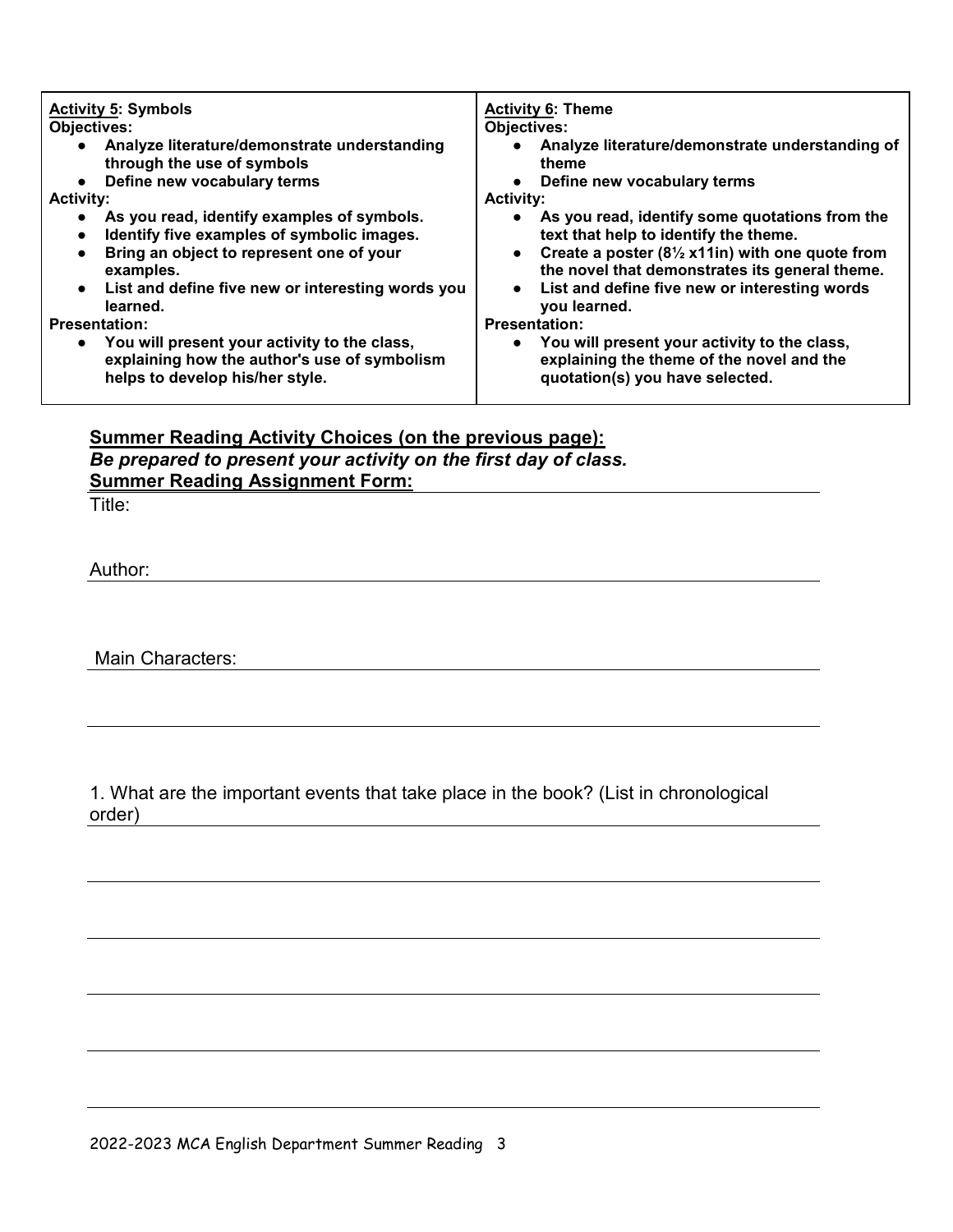| **Activity 5: Symbols** | **Activity 6: Theme** |
| --- | --- |
| **Objectives:**<br>• **Analyze literature/demonstrate understanding through the use of symbols**<br>• **Define new vocabulary terms**<br>**Activity:**<br>• **As you read, identify examples of symbols.**<br>• **Identify five examples of symbolic images.**<br>• **Bring an object to represent one of your examples.**<br>• **List and define five new or interesting words you learned.**<br>**Presentation:**<br>• **You will present your activity to the class, explaining how the author's use of symbolism helps to develop his/her style.** | **Objectives:**<br>• **Analyze literature/demonstrate understanding of theme**<br>• **Define new vocabulary terms**<br>**Activity:**<br>• **As you read, identify some quotations from the text that help to identify the theme.**<br>• **Create a poster (8½ x11in) with one quote from the novel that demonstrates its general theme.**<br>• **List and define five new or interesting words you learned.**<br>**Presentation:**<br>• **You will present your activity to the class, explaining the theme of the novel and the quotation(s) you have selected.** |

**Summer Reading Activity Choices (on the previous page):**
***Be prepared to present your activity on the first day of class.***
**Summer Reading Assignment Form:**

Title:

Author:

Main Characters:

1. What are the important events that take place in the book? (List in chronological order)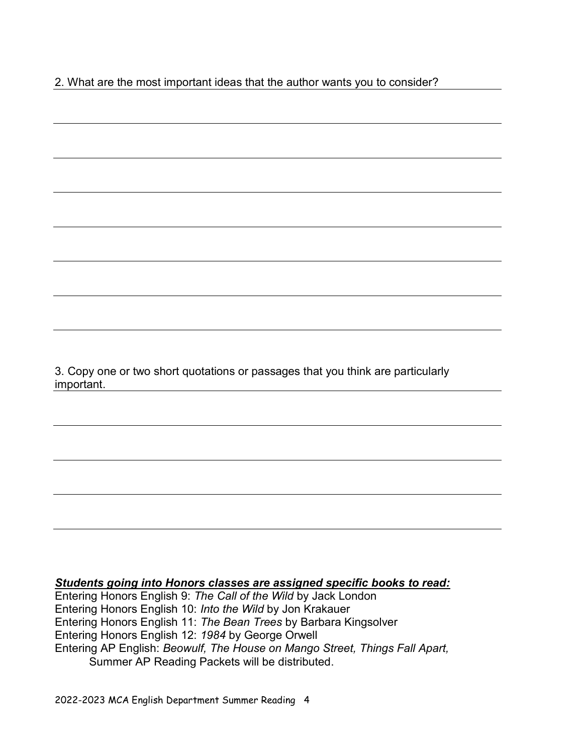2. What are the most important ideas that the author wants you to consider?

3. Copy one or two short quotations or passages that you think are particularly important.

***<u>Students going into Honors classes are assigned specific books to read:</u>***

Entering Honors English 9: *The Call of the Wild* by Jack London
Entering Honors English 10: *Into the Wild* by Jon Krakauer
Entering Honors English 11: *The Bean Trees* by Barbara Kingsolver
Entering Honors English 12: *1984* by George Orwell
Entering AP English: *Beowulf, The House on Mango Street, Things Fall Apart,*
Summer AP Reading Packets will be distributed.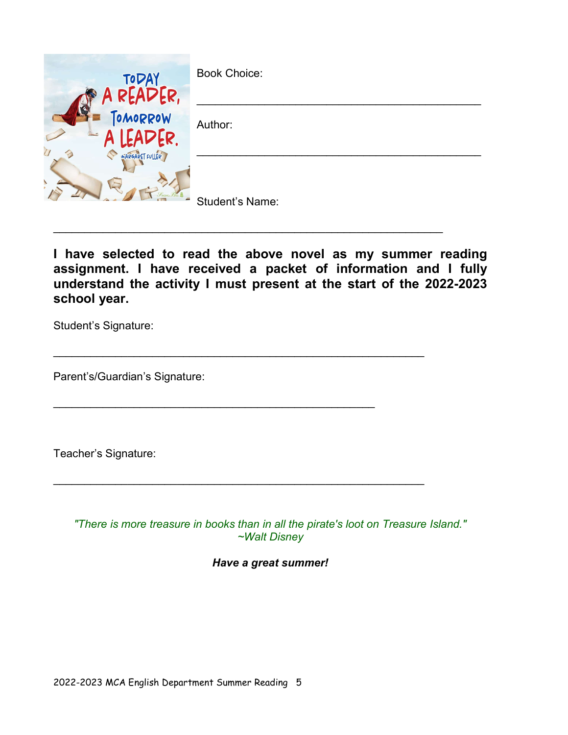Book Choice:

_______________________________________________

Author:

_______________________________________________

Student's Name:

_________________________________________________________________

**I have selected to read the above novel as my summer reading assignment. I have received a packet of information and I fully understand the activity I must present at the start of the 2022-2023 school year.**

Student's Signature:

______________________________________________________________

Parent's/Guardian's Signature:

______________________________________________________

Teacher's Signature:

______________________________________________________________

*"There is more treasure in books than in all the pirate's loot on Treasure Island."*
*~Walt Disney*

***Have a great summer!***